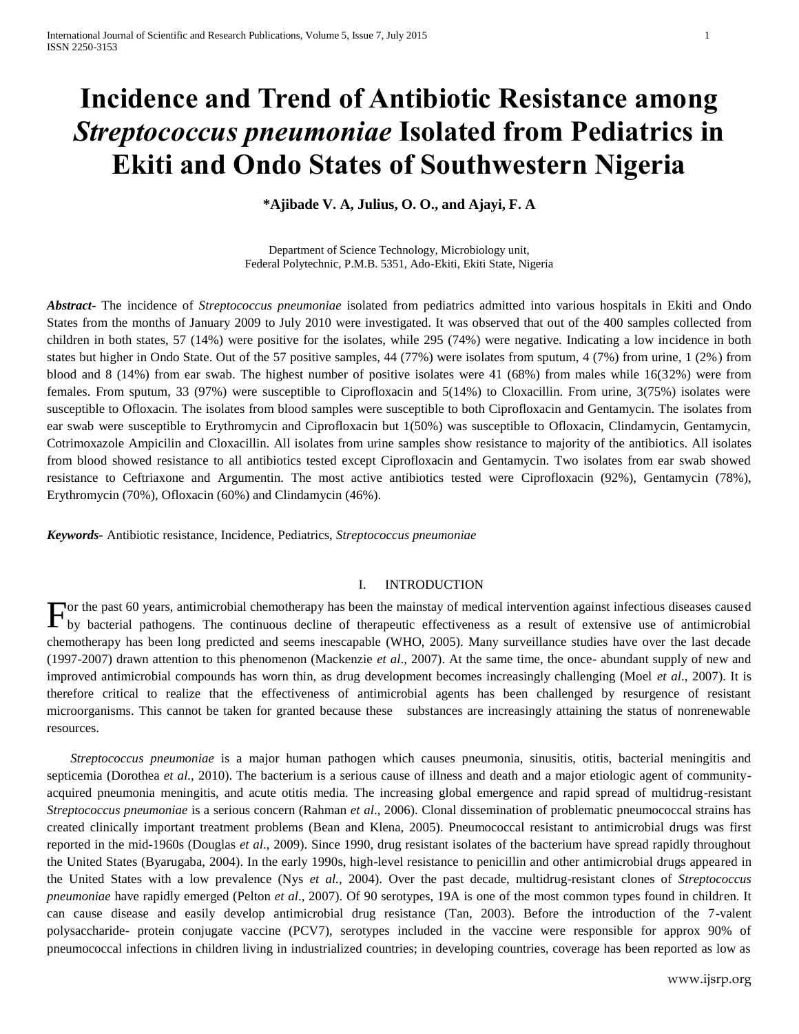# Incidence and Trend of Antibiotic Resistance among *Streptococcus pneumoniae* Isolated from Pediatrics in Ekiti and Ondo States of Southwestern Nigeria

**\*Ajibade V. A, Julius, O. O., and Ajayi, F. A**

Department of Science Technology, Microbiology unit,
Federal Polytechnic, P.M.B. 5351, Ado-Ekiti, Ekiti State, Nigeria

***Abstract***- The incidence of *Streptococcus pneumoniae* isolated from pediatrics admitted into various hospitals in Ekiti and Ondo States from the months of January 2009 to July 2010 were investigated. It was observed that out of the 400 samples collected from children in both states, 57 (14%) were positive for the isolates, while 295 (74%) were negative. Indicating a low incidence in both states but higher in Ondo State. Out of the 57 positive samples, 44 (77%) were isolates from sputum, 4 (7%) from urine, 1 (2%) from blood and 8 (14%) from ear swab. The highest number of positive isolates were 41 (68%) from males while 16(32%) were from females. From sputum, 33 (97%) were susceptible to Ciprofloxacin and 5(14%) to Cloxacillin. From urine, 3(75%) isolates were susceptible to Ofloxacin. The isolates from blood samples were susceptible to both Ciprofloxacin and Gentamycin. The isolates from ear swab were susceptible to Erythromycin and Ciprofloxacin but 1(50%) was susceptible to Ofloxacin, Clindamycin, Gentamycin, Cotrimoxazole Ampicilin and Cloxacillin. All isolates from urine samples show resistance to majority of the antibiotics. All isolates from blood showed resistance to all antibiotics tested except Ciprofloxacin and Gentamycin. Two isolates from ear swab showed resistance to Ceftriaxone and Argumentin. The most active antibiotics tested were Ciprofloxacin (92%), Gentamycin (78%), Erythromycin (70%), Ofloxacin (60%) and Clindamycin (46%).

***Keywords***- Antibiotic resistance, Incidence, Pediatrics, *Streptococcus pneumoniae*

## I. INTRODUCTION

For the past 60 years, antimicrobial chemotherapy has been the mainstay of medical intervention against infectious diseases caused by bacterial pathogens. The continuous decline of therapeutic effectiveness as a result of extensive use of antimicrobial chemotherapy has been long predicted and seems inescapable (WHO, 2005). Many surveillance studies have over the last decade (1997-2007) drawn attention to this phenomenon (Mackenzie *et al*., 2007). At the same time, the once- abundant supply of new and improved antimicrobial compounds has worn thin, as drug development becomes increasingly challenging (Moel *et al*., 2007). It is therefore critical to realize that the effectiveness of antimicrobial agents has been challenged by resurgence of resistant microorganisms. This cannot be taken for granted because these substances are increasingly attaining the status of nonrenewable resources.

*Streptococcus pneumoniae* is a major human pathogen which causes pneumonia, sinusitis, otitis, bacterial meningitis and septicemia (Dorothea *et al.,* 2010). The bacterium is a serious cause of illness and death and a major etiologic agent of community-acquired pneumonia meningitis, and acute otitis media. The increasing global emergence and rapid spread of multidrug-resistant *Streptococcus pneumoniae* is a serious concern (Rahman *et al*., 2006). Clonal dissemination of problematic pneumococcal strains has created clinically important treatment problems (Bean and Klena, 2005). Pneumococcal resistant to antimicrobial drugs was first reported in the mid-1960s (Douglas *et al*., 2009). Since 1990, drug resistant isolates of the bacterium have spread rapidly throughout the United States (Byarugaba, 2004). In the early 1990s, high-level resistance to penicillin and other antimicrobial drugs appeared in the United States with a low prevalence (Nys *et al.,* 2004). Over the past decade, multidrug-resistant clones of *Streptococcus pneumoniae* have rapidly emerged (Pelton *et al*., 2007). Of 90 serotypes, 19A is one of the most common types found in children. It can cause disease and easily develop antimicrobial drug resistance (Tan, 2003). Before the introduction of the 7-valent polysaccharide- protein conjugate vaccine (PCV7), serotypes included in the vaccine were responsible for approx 90% of pneumococcal infections in children living in industrialized countries; in developing countries, coverage has been reported as low as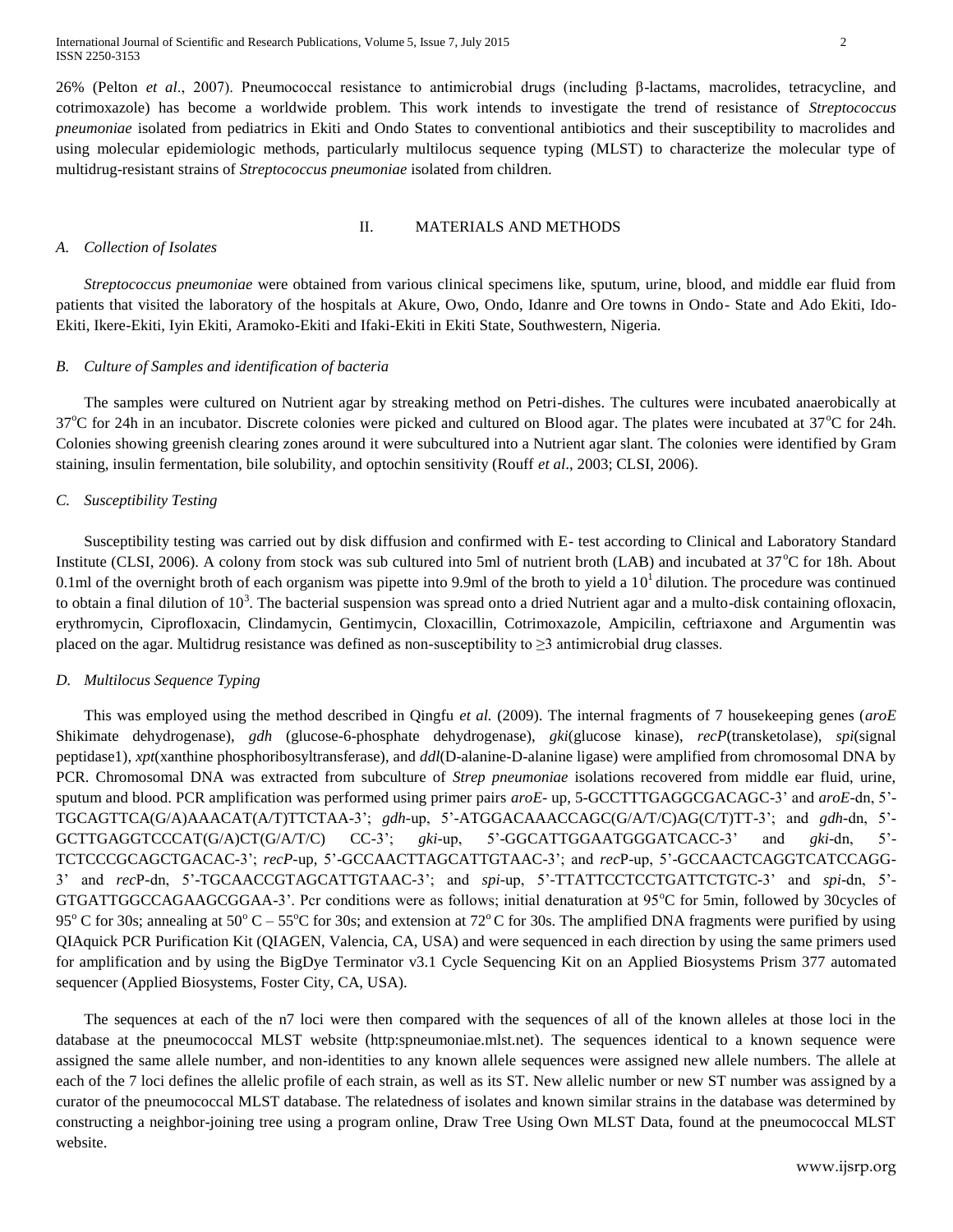26% (Pelton *et al*., 2007). Pneumococcal resistance to antimicrobial drugs (including β-lactams, macrolides, tetracycline, and cotrimoxazole) has become a worldwide problem. This work intends to investigate the trend of resistance of *Streptococcus pneumoniae* isolated from pediatrics in Ekiti and Ondo States to conventional antibiotics and their susceptibility to macrolides and using molecular epidemiologic methods, particularly multilocus sequence typing (MLST) to characterize the molecular type of multidrug-resistant strains of *Streptococcus pneumoniae* isolated from children.

## II. MATERIALS AND METHODS

### *A. Collection of Isolates*

*Streptococcus pneumoniae* were obtained from various clinical specimens like, sputum, urine, blood, and middle ear fluid from patients that visited the laboratory of the hospitals at Akure, Owo, Ondo, Idanre and Ore towns in Ondo- State and Ado Ekiti, Ido-Ekiti, Ikere-Ekiti, Iyin Ekiti, Aramoko-Ekiti and Ifaki-Ekiti in Ekiti State, Southwestern, Nigeria.

### *B. Culture of Samples and identification of bacteria*

The samples were cultured on Nutrient agar by streaking method on Petri-dishes. The cultures were incubated anaerobically at 37$^{o}$C for 24h in an incubator. Discrete colonies were picked and cultured on Blood agar. The plates were incubated at 37$^{o}$C for 24h. Colonies showing greenish clearing zones around it were subcultured into a Nutrient agar slant. The colonies were identified by Gram staining, insulin fermentation, bile solubility, and optochin sensitivity (Rouff *et al*., 2003; CLSI, 2006).

### *C. Susceptibility Testing*

Susceptibility testing was carried out by disk diffusion and confirmed with E- test according to Clinical and Laboratory Standard Institute (CLSI, 2006). A colony from stock was sub cultured into 5ml of nutrient broth (LAB) and incubated at 37$^{o}$C for 18h. About 0.1ml of the overnight broth of each organism was pipette into 9.9ml of the broth to yield a $10^{1}$ dilution. The procedure was continued to obtain a final dilution of $10^{3}$. The bacterial suspension was spread onto a dried Nutrient agar and a multo-disk containing ofloxacin, erythromycin, Ciprofloxacin, Clindamycin, Gentimycin, Cloxacillin, Cotrimoxazole, Ampicilin, ceftriaxone and Argumentin was placed on the agar. Multidrug resistance was defined as non-susceptibility to ≥3 antimicrobial drug classes.

### *D. Multilocus Sequence Typing*

This was employed using the method described in Qingfu *et al.* (2009). The internal fragments of 7 housekeeping genes (*aroE* Shikimate dehydrogenase), *gdh* (glucose-6-phosphate dehydrogenase), *gki*(glucose kinase), *recP*(transketolase), *spi*(signal peptidase1), *xpt*(xanthine phosphoribosyltransferase), and *ddl*(D-alanine-D-alanine ligase) were amplified from chromosomal DNA by PCR. Chromosomal DNA was extracted from subculture of *Strep pneumoniae* isolations recovered from middle ear fluid, urine, sputum and blood. PCR amplification was performed using primer pairs *aroE*- up, 5-GCCTTTGAGGCGACAGC-3' and *aroE*-dn, 5'-TGCAGTTCA(G/A)AAACAT(A/T)TTCTAA-3'; *gdh*-up, 5'-ATGGACAAACCAGC(G/A/T/C)AG(C/T)TT-3'; and *gdh*-dn, 5'-GCTTGAGGTCCCAT(G/A)CT(G/A/T/C) CC-3'; *gki*-up, 5'-GGCATTGGAATGGGATCACC-3' and *gki*-dn, 5'-TCTCCCGCAGCTGACAC-3'; *recP*-up, 5'-GCCAACTTAGCATTGTAAC-3'; and *rec*P-up, 5'-GCCAACTCAGGTCATCCAGG-3' and *rec*P-dn, 5'-TGCAACCGTAGCATTGTAAC-3'; and *spi*-up, 5'-TTATTCCTCCTGATTCTGTC-3' and *spi*-dn, 5'-GTGATTGGCCAGAAGCGGAA-3'. Pcr conditions were as follows; initial denaturation at 95$^{o}$C for 5min, followed by 30cycles of 95$^{o}$ C for 30s; annealing at 50$^{o}$ C – 55$^{o}$C for 30s; and extension at 72$^{o}$ C for 30s. The amplified DNA fragments were purified by using QIAquick PCR Purification Kit (QIAGEN, Valencia, CA, USA) and were sequenced in each direction by using the same primers used for amplification and by using the BigDye Terminator v3.1 Cycle Sequencing Kit on an Applied Biosystems Prism 377 automated sequencer (Applied Biosystems, Foster City, CA, USA).

The sequences at each of the n7 loci were then compared with the sequences of all of the known alleles at those loci in the database at the pneumococcal MLST website (http:spneumoniae.mlst.net). The sequences identical to a known sequence were assigned the same allele number, and non-identities to any known allele sequences were assigned new allele numbers. The allele at each of the 7 loci defines the allelic profile of each strain, as well as its ST. New allelic number or new ST number was assigned by a curator of the pneumococcal MLST database. The relatedness of isolates and known similar strains in the database was determined by constructing a neighbor-joining tree using a program online, Draw Tree Using Own MLST Data, found at the pneumococcal MLST website.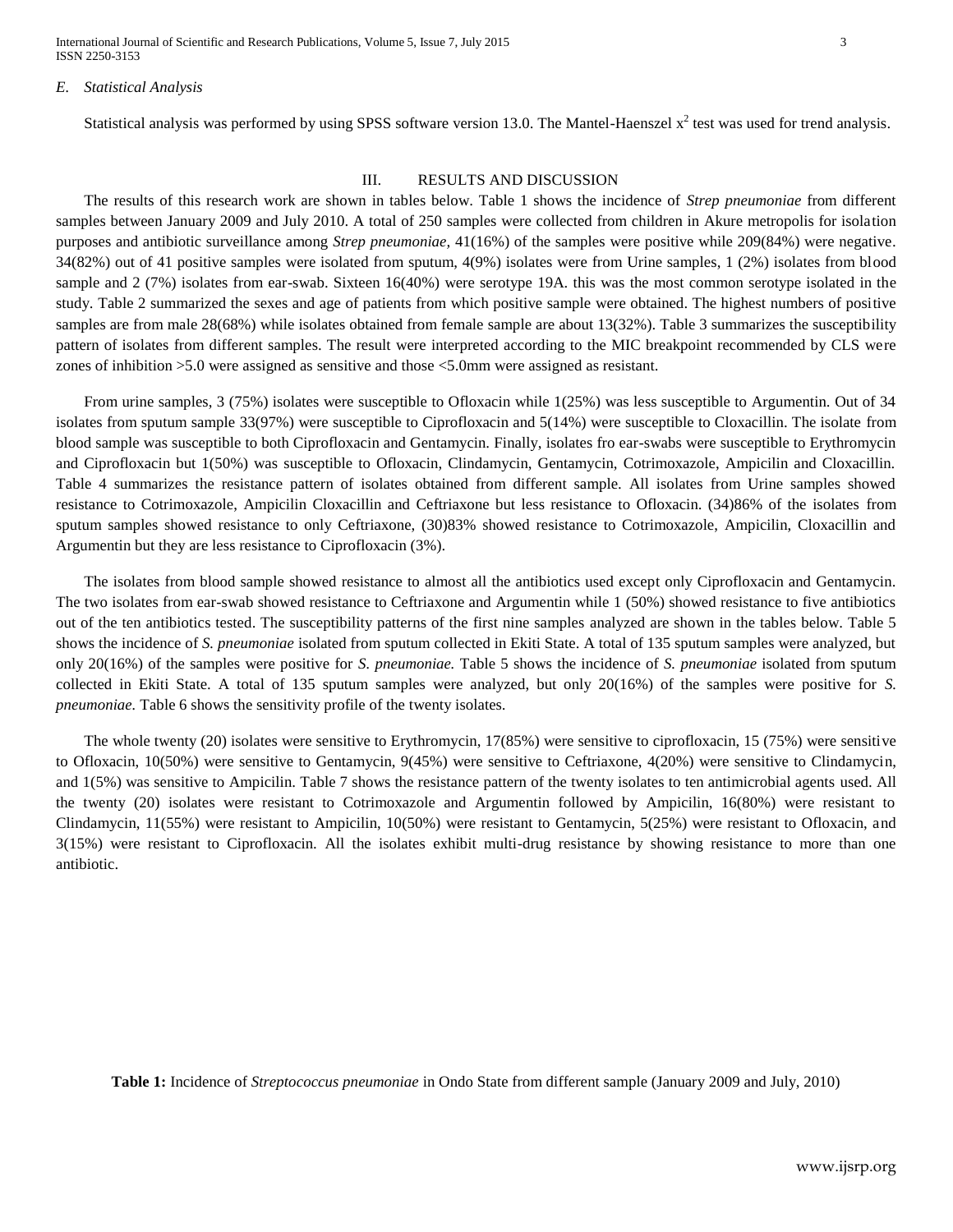### *E. Statistical Analysis*

Statistical analysis was performed by using SPSS software version 13.0. The Mantel-Haenszel $x^2$ test was used for trend analysis.

## III. RESULTS AND DISCUSSION

The results of this research work are shown in tables below. Table 1 shows the incidence of *Strep pneumoniae* from different samples between January 2009 and July 2010. A total of 250 samples were collected from children in Akure metropolis for isolation purposes and antibiotic surveillance among *Strep pneumoniae,* 41(16%) of the samples were positive while 209(84%) were negative. 34(82%) out of 41 positive samples were isolated from sputum, 4(9%) isolates were from Urine samples, 1 (2%) isolates from blood sample and 2 (7%) isolates from ear-swab. Sixteen 16(40%) were serotype 19A. this was the most common serotype isolated in the study. Table 2 summarized the sexes and age of patients from which positive sample were obtained. The highest numbers of positive samples are from male 28(68%) while isolates obtained from female sample are about 13(32%). Table 3 summarizes the susceptibility pattern of isolates from different samples. The result were interpreted according to the MIC breakpoint recommended by CLS were zones of inhibition >5.0 were assigned as sensitive and those <5.0mm were assigned as resistant.

From urine samples, 3 (75%) isolates were susceptible to Ofloxacin while 1(25%) was less susceptible to Argumentin. Out of 34 isolates from sputum sample 33(97%) were susceptible to Ciprofloxacin and 5(14%) were susceptible to Cloxacillin. The isolate from blood sample was susceptible to both Ciprofloxacin and Gentamycin. Finally, isolates fro ear-swabs were susceptible to Erythromycin and Ciprofloxacin but 1(50%) was susceptible to Ofloxacin, Clindamycin, Gentamycin, Cotrimoxazole, Ampicilin and Cloxacillin. Table 4 summarizes the resistance pattern of isolates obtained from different sample. All isolates from Urine samples showed resistance to Cotrimoxazole, Ampicilin Cloxacillin and Ceftriaxone but less resistance to Ofloxacin. (34)86% of the isolates from sputum samples showed resistance to only Ceftriaxone, (30)83% showed resistance to Cotrimoxazole, Ampicilin, Cloxacillin and Argumentin but they are less resistance to Ciprofloxacin (3%).

The isolates from blood sample showed resistance to almost all the antibiotics used except only Ciprofloxacin and Gentamycin. The two isolates from ear-swab showed resistance to Ceftriaxone and Argumentin while 1 (50%) showed resistance to five antibiotics out of the ten antibiotics tested. The susceptibility patterns of the first nine samples analyzed are shown in the tables below. Table 5 shows the incidence of *S. pneumoniae* isolated from sputum collected in Ekiti State. A total of 135 sputum samples were analyzed, but only 20(16%) of the samples were positive for *S. pneumoniae.* Table 5 shows the incidence of *S. pneumoniae* isolated from sputum collected in Ekiti State. A total of 135 sputum samples were analyzed, but only 20(16%) of the samples were positive for *S. pneumoniae.* Table 6 shows the sensitivity profile of the twenty isolates.

The whole twenty (20) isolates were sensitive to Erythromycin, 17(85%) were sensitive to ciprofloxacin, 15 (75%) were sensitive to Ofloxacin, 10(50%) were sensitive to Gentamycin, 9(45%) were sensitive to Ceftriaxone, 4(20%) were sensitive to Clindamycin, and 1(5%) was sensitive to Ampicilin. Table 7 shows the resistance pattern of the twenty isolates to ten antimicrobial agents used. All the twenty (20) isolates were resistant to Cotrimoxazole and Argumentin followed by Ampicilin, 16(80%) were resistant to Clindamycin, 11(55%) were resistant to Ampicilin, 10(50%) were resistant to Gentamycin, 5(25%) were resistant to Ofloxacin, and 3(15%) were resistant to Ciprofloxacin. All the isolates exhibit multi-drug resistance by showing resistance to more than one antibiotic.

**Table 1:** Incidence of *Streptococcus pneumoniae* in Ondo State from different sample (January 2009 and July, 2010)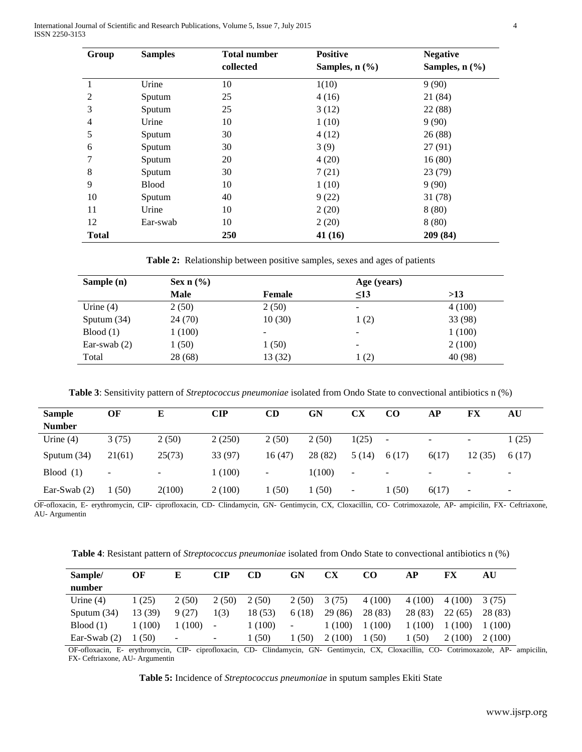| Group | Samples | Total number collected | Positive Samples, n (%) | Negative Samples, n (%) |
|---|---|---|---|---|
| 1 | Urine | 10 | 1(10) | 9 (90) |
| 2 | Sputum | 25 | 4 (16) | 21 (84) |
| 3 | Sputum | 25 | 3 (12) | 22 (88) |
| 4 | Urine | 10 | 1 (10) | 9 (90) |
| 5 | Sputum | 30 | 4 (12) | 26 (88) |
| 6 | Sputum | 30 | 3 (9) | 27 (91) |
| 7 | Sputum | 20 | 4 (20) | 16 (80) |
| 8 | Sputum | 30 | 7 (21) | 23 (79) |
| 9 | Blood | 10 | 1 (10) | 9 (90) |
| 10 | Sputum | 40 | 9 (22) | 31 (78) |
| 11 | Urine | 10 | 2 (20) | 8 (80) |
| 12 | Ear-swab | 10 | 2 (20) | 8 (80) |
| **Total** | | **250** | **41 (16)** | **209 (84)** |

**Table 2:** Relationship between positive samples, sexes and ages of patients

| Sample (n) | Sex n (%) | | Age (years) | |
|---|---|---|---|---|
| | **Male** | **Female** | **≤13** | **>13** |
| Urine (4) | 2 (50) | 2 (50) | - | 4 (100) |
| Sputum (34) | 24 (70) | 10 (30) | 1 (2) | 33 (98) |
| Blood (1) | 1 (100) | - | - | 1 (100) |
| Ear-swab (2) | 1 (50) | 1 (50) | - | 2 (100) |
| Total | 28 (68) | 13 (32) | 1 (2) | 40 (98) |

**Table 3**: Sensitivity pattern of *Streptococcus pneumoniae* isolated from Ondo State to convectional antibiotics n (%)

| Sample Number | OF | E | CIP | CD | GN | CX | CO | AP | FX | AU |
|---|---|---|---|---|---|---|---|---|---|---|
| Urine (4) | 3 (75) | 2 (50) | 2 (250) | 2 (50) | 2 (50) | 1(25) | - | - | - | 1 (25) |
| Sputum (34) | 21(61) | 25(73) | 33 (97) | 16 (47) | 28 (82) | 5 (14) | 6 (17) | 6(17) | 12 (35) | 6 (17) |
| Blood (1) | - | - | 1 (100) | - | 1(100) | - | - | - | - | - |
| Ear-Swab (2) | 1 (50) | 2(100) | 2 (100) | 1 (50) | 1 (50) | - | 1 (50) | 6(17) | - | - |

OF-ofloxacin, E- erythromycin, CIP- ciprofloxacin, CD- Clindamycin, GN- Gentimycin, CX, Cloxacillin, CO- Cotrimoxazole, AP- ampicilin, FX- Ceftriaxone, AU- Argumentin

**Table 4**: Resistant pattern of *Streptococcus pneumoniae* isolated from Ondo State to convectional antibiotics n (%)

| Sample/ number | OF | E | CIP | CD | GN | CX | CO | AP | FX | AU |
|---|---|---|---|---|---|---|---|---|---|---|
| Urine (4) | 1 (25) | 2 (50) | 2 (50) | 2 (50) | 2 (50) | 3 (75) | 4 (100) | 4 (100) | 4 (100) | 3 (75) |
| Sputum (34) | 13 (39) | 9 (27) | 1(3) | 18 (53) | 6 (18) | 29 (86) | 28 (83) | 28 (83) | 22 (65) | 28 (83) |
| Blood (1) | 1 (100) | 1 (100) | - | 1 (100) | - | 1 (100) | 1 (100) | 1 (100) | 1 (100) | 1 (100) |
| Ear-Swab (2) | 1 (50) | - | - | 1 (50) | 1 (50) | 2 (100) | 1 (50) | 1 (50) | 2 (100) | 2 (100) |

OF-ofloxacin, E- erythromycin, CIP- ciprofloxacin, CD- Clindamycin, GN- Gentimycin, CX, Cloxacillin, CO- Cotrimoxazole, AP- ampicilin, FX- Ceftriaxone, AU- Argumentin

**Table 5:** Incidence of *Streptococcus pneumoniae* in sputum samples Ekiti State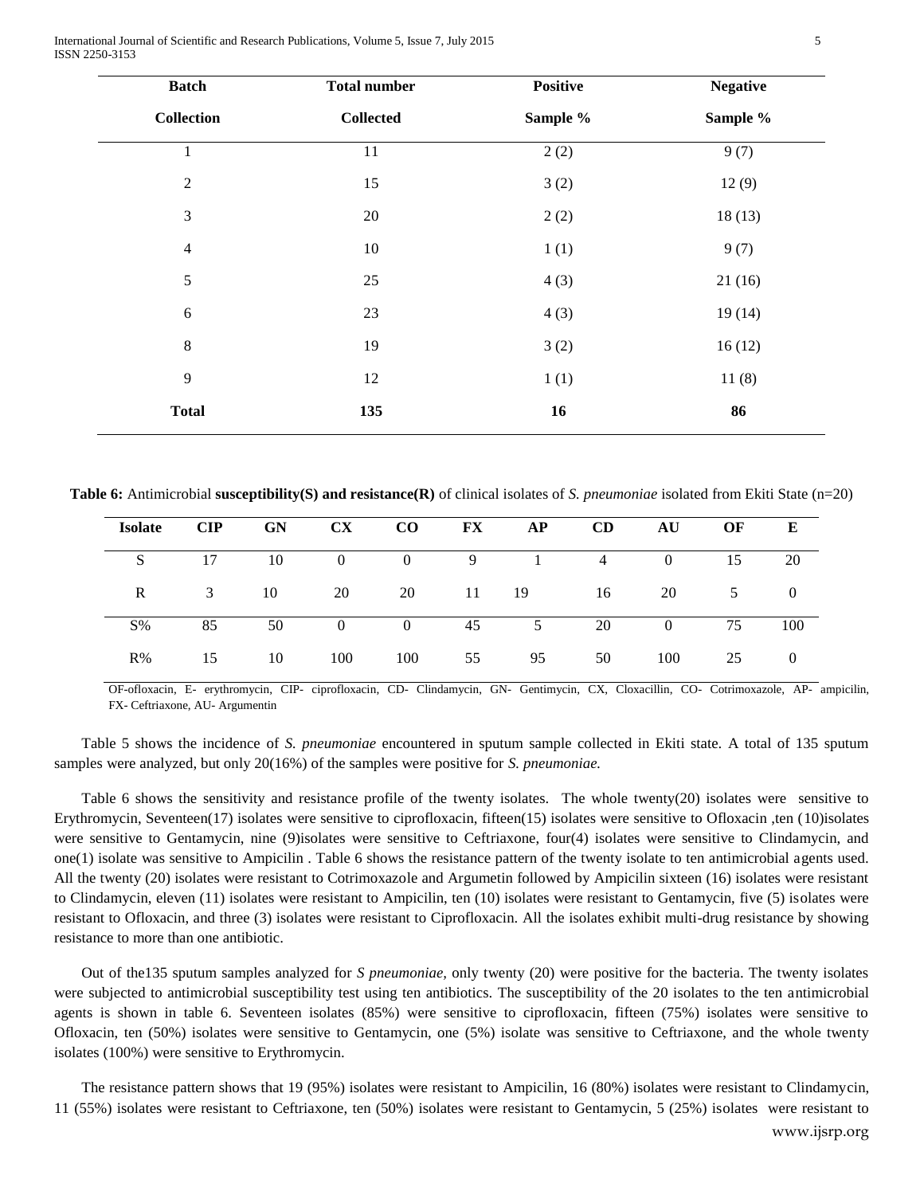| Batch Collection | Total number Collected | Positive Sample % | Negative Sample % |
|---|---|---|---|
| 1 | 11 | 2 (2) | 9 (7) |
| 2 | 15 | 3 (2) | 12 (9) |
| 3 | 20 | 2 (2) | 18 (13) |
| 4 | 10 | 1 (1) | 9 (7) |
| 5 | 25 | 4 (3) | 21 (16) |
| 6 | 23 | 4 (3) | 19 (14) |
| 8 | 19 | 3 (2) | 16 (12) |
| 9 | 12 | 1 (1) | 11 (8) |
| **Total** | **135** | **16** | **86** |

**Table 6:** Antimicrobial **susceptibility(S) and resistance(R)** of clinical isolates of *S. pneumoniae* isolated from Ekiti State (n=20)

| Isolate | CIP | GN | CX | CO | FX | AP | CD | AU | OF | E |
|---|---|---|---|---|---|---|---|---|---|---|
| S | 17 | 10 | 0 | 0 | 9 | 1 | 4 | 0 | 15 | 20 |
| R | 3 | 10 | 20 | 20 | 11 | 19 | 16 | 20 | 5 | 0 |
| S% | 85 | 50 | 0 | 0 | 45 | 5 | 20 | 0 | 75 | 100 |
| R% | 15 | 10 | 100 | 100 | 55 | 95 | 50 | 100 | 25 | 0 |

OF-ofloxacin, E- erythromycin, CIP- ciprofloxacin, CD- Clindamycin, GN- Gentimycin, CX, Cloxacillin, CO- Cotrimoxazole, AP- ampicilin, FX- Ceftriaxone, AU- Argumentin

Table 5 shows the incidence of *S. pneumoniae* encountered in sputum sample collected in Ekiti state. A total of 135 sputum samples were analyzed, but only 20(16%) of the samples were positive for *S. pneumoniae.*

Table 6 shows the sensitivity and resistance profile of the twenty isolates. The whole twenty(20) isolates were sensitive to Erythromycin, Seventeen(17) isolates were sensitive to ciprofloxacin, fifteen(15) isolates were sensitive to Ofloxacin ,ten (10)isolates were sensitive to Gentamycin, nine (9)isolates were sensitive to Ceftriaxone, four(4) isolates were sensitive to Clindamycin, and one(1) isolate was sensitive to Ampicilin . Table 6 shows the resistance pattern of the twenty isolate to ten antimicrobial agents used. All the twenty (20) isolates were resistant to Cotrimoxazole and Argumetin followed by Ampicilin sixteen (16) isolates were resistant to Clindamycin, eleven (11) isolates were resistant to Ampicilin, ten (10) isolates were resistant to Gentamycin, five (5) isolates were resistant to Ofloxacin, and three (3) isolates were resistant to Ciprofloxacin. All the isolates exhibit multi-drug resistance by showing resistance to more than one antibiotic.

Out of the135 sputum samples analyzed for *S pneumoniae,* only twenty (20) were positive for the bacteria. The twenty isolates were subjected to antimicrobial susceptibility test using ten antibiotics. The susceptibility of the 20 isolates to the ten antimicrobial agents is shown in table 6. Seventeen isolates (85%) were sensitive to ciprofloxacin, fifteen (75%) isolates were sensitive to Ofloxacin, ten (50%) isolates were sensitive to Gentamycin, one (5%) isolate was sensitive to Ceftriaxone, and the whole twenty isolates (100%) were sensitive to Erythromycin.

The resistance pattern shows that 19 (95%) isolates were resistant to Ampicilin, 16 (80%) isolates were resistant to Clindamycin, 11 (55%) isolates were resistant to Ceftriaxone, ten (50%) isolates were resistant to Gentamycin, 5 (25%) isolates were resistant to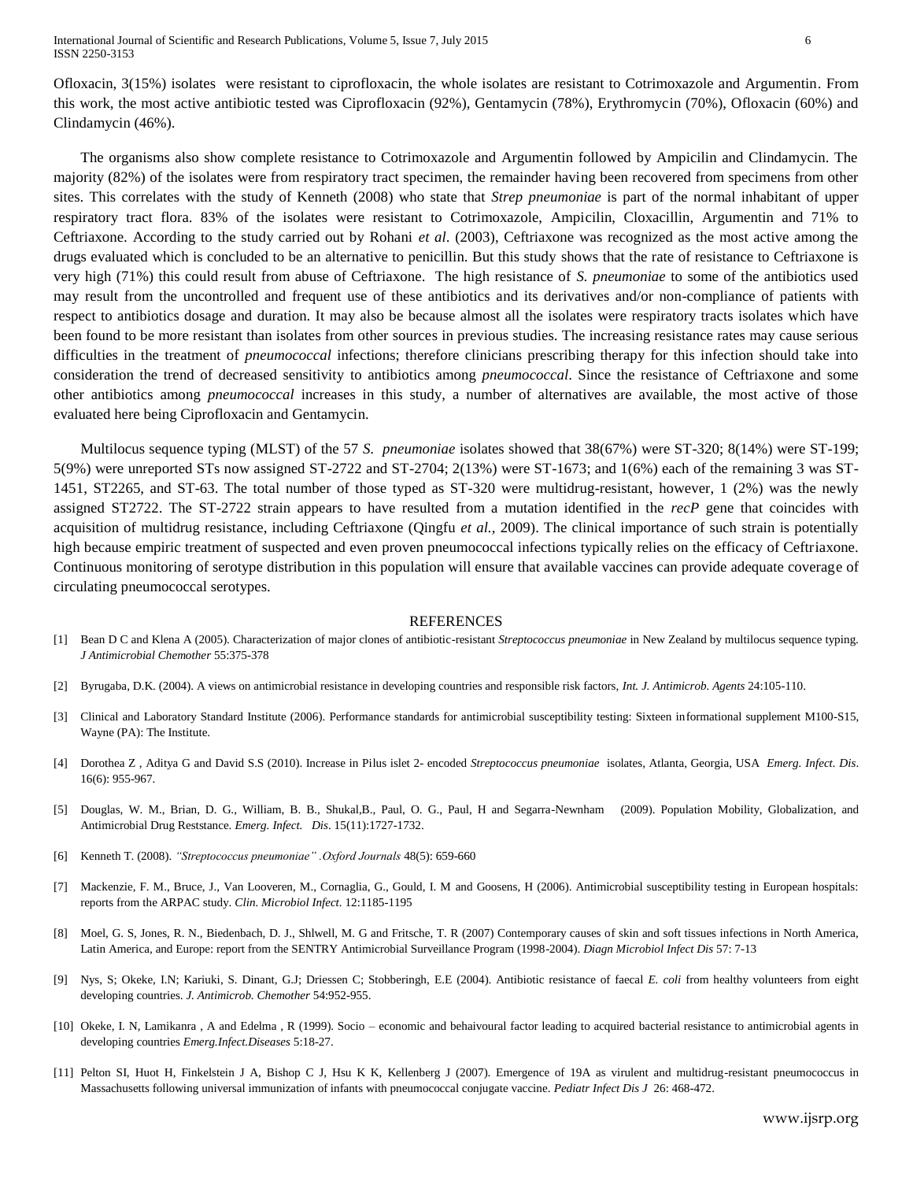Ofloxacin, 3(15%) isolates were resistant to ciprofloxacin, the whole isolates are resistant to Cotrimoxazole and Argumentin. From this work, the most active antibiotic tested was Ciprofloxacin (92%), Gentamycin (78%), Erythromycin (70%), Ofloxacin (60%) and Clindamycin (46%).

The organisms also show complete resistance to Cotrimoxazole and Argumentin followed by Ampicilin and Clindamycin. The majority (82%) of the isolates were from respiratory tract specimen, the remainder having been recovered from specimens from other sites. This correlates with the study of Kenneth (2008) who state that *Strep pneumoniae* is part of the normal inhabitant of upper respiratory tract flora. 83% of the isolates were resistant to Cotrimoxazole, Ampicilin, Cloxacillin, Argumentin and 71% to Ceftriaxone. According to the study carried out by Rohani *et al*. (2003), Ceftriaxone was recognized as the most active among the drugs evaluated which is concluded to be an alternative to penicillin. But this study shows that the rate of resistance to Ceftriaxone is very high (71%) this could result from abuse of Ceftriaxone. The high resistance of *S. pneumoniae* to some of the antibiotics used may result from the uncontrolled and frequent use of these antibiotics and its derivatives and/or non-compliance of patients with respect to antibiotics dosage and duration. It may also be because almost all the isolates were respiratory tracts isolates which have been found to be more resistant than isolates from other sources in previous studies. The increasing resistance rates may cause serious difficulties in the treatment of *pneumococcal* infections; therefore clinicians prescribing therapy for this infection should take into consideration the trend of decreased sensitivity to antibiotics among *pneumococcal*. Since the resistance of Ceftriaxone and some other antibiotics among *pneumococcal* increases in this study, a number of alternatives are available, the most active of those evaluated here being Ciprofloxacin and Gentamycin.

Multilocus sequence typing (MLST) of the 57 *S. pneumoniae* isolates showed that 38(67%) were ST-320; 8(14%) were ST-199; 5(9%) were unreported STs now assigned ST-2722 and ST-2704; 2(13%) were ST-1673; and 1(6%) each of the remaining 3 was ST-1451, ST2265, and ST-63. The total number of those typed as ST-320 were multidrug-resistant, however, 1 (2%) was the newly assigned ST2722. The ST-2722 strain appears to have resulted from a mutation identified in the *recP* gene that coincides with acquisition of multidrug resistance, including Ceftriaxone (Qingfu *et al.,* 2009). The clinical importance of such strain is potentially high because empiric treatment of suspected and even proven pneumococcal infections typically relies on the efficacy of Ceftriaxone. Continuous monitoring of serotype distribution in this population will ensure that available vaccines can provide adequate coverage of circulating pneumococcal serotypes.

## REFERENCES

[1] Bean D C and Klena A (2005). Characterization of major clones of antibiotic-resistant *Streptococcus pneumoniae* in New Zealand by multilocus sequence typing. *J Antimicrobial Chemother* 55:375-378

[2] Byrugaba, D.K. (2004). A views on antimicrobial resistance in developing countries and responsible risk factors, *Int. J. Antimicrob. Agents* 24:105-110.

[3] Clinical and Laboratory Standard Institute (2006). Performance standards for antimicrobial susceptibility testing: Sixteen informational supplement M100-S15, Wayne (PA): The Institute.

[4] Dorothea Z , Aditya G and David S.S (2010). Increase in Pilus islet 2- encoded *Streptococcus pneumoniae* isolates, Atlanta, Georgia, USA *Emerg. Infect. Dis*. 16(6): 955-967.

[5] Douglas, W. M., Brian, D. G., William, B. B., Shukal,B., Paul, O. G., Paul, H and Segarra-Newnham (2009). Population Mobility, Globalization, and Antimicrobial Drug Reststance. *Emerg. Infect. Dis*. 15(11):1727-1732.

[6] Kenneth T. (2008). *"Streptococcus pneumoniae" .Oxford Journals* 48(5): 659-660

[7] Mackenzie, F. M., Bruce, J., Van Looveren, M., Cornaglia, G., Gould, I. M and Goosens, H (2006). Antimicrobial susceptibility testing in European hospitals: reports from the ARPAC study. *Clin. Microbiol Infect*. 12:1185-1195

[8] Moel, G. S, Jones, R. N., Biedenbach, D. J., Shlwell, M. G and Fritsche, T. R (2007) Contemporary causes of skin and soft tissues infections in North America, Latin America, and Europe: report from the SENTRY Antimicrobial Surveillance Program (1998-2004). *Diagn Microbiol Infect Dis* 57: 7-13

[9] Nys, S; Okeke, I.N; Kariuki, S. Dinant, G.J; Driessen C; Stobberingh, E.E (2004). Antibiotic resistance of faecal *E. coli* from healthy volunteers from eight developing countries. *J. Antimicrob. Chemother* 54:952-955.

[10] Okeke, I. N, Lamikanra , A and Edelma , R (1999). Socio – economic and behaivoural factor leading to acquired bacterial resistance to antimicrobial agents in developing countries *Emerg.Infect.Diseases* 5:18-27.

[11] Pelton SI, Huot H, Finkelstein J A, Bishop C J, Hsu K K, Kellenberg J (2007). Emergence of 19A as virulent and multidrug-resistant pneumococcus in Massachusetts following universal immunization of infants with pneumococcal conjugate vaccine. *Pediatr Infect Dis J* 26: 468-472.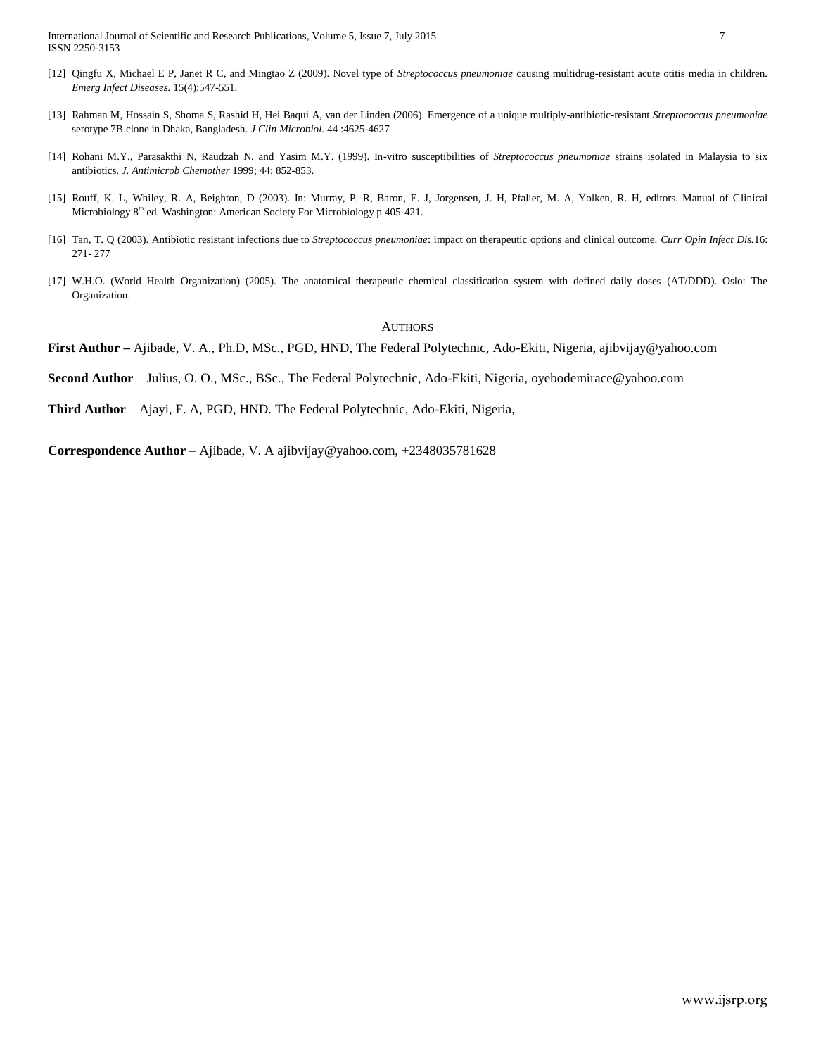[12] Qingfu X, Michael E P, Janet R C, and Mingtao Z (2009). Novel type of *Streptococcus pneumoniae* causing multidrug-resistant acute otitis media in children. *Emerg Infect Diseases.* 15(4):547-551.

[13] Rahman M, Hossain S, Shoma S, Rashid H, Hei Baqui A, van der Linden (2006). Emergence of a unique multiply-antibiotic-resistant *Streptococcus pneumoniae* serotype 7B clone in Dhaka, Bangladesh. *J Clin Microbiol.* 44 :4625-4627

[14] Rohani M.Y., Parasakthi N, Raudzah N. and Yasim M.Y. (1999). In-vitro susceptibilities of *Streptococcus pneumoniae* strains isolated in Malaysia to six antibiotics. *J. Antimicrob Chemother* 1999; 44: 852-853.

[15] Rouff, K. L, Whiley, R. A, Beighton, D (2003). In: Murray, P. R, Baron, E. J, Jorgensen, J. H, Pfaller, M. A, Yolken, R. H, editors. Manual of Clinical Microbiology 8th ed. Washington: American Society For Microbiology p 405-421.

[16] Tan, T. Q (2003). Antibiotic resistant infections due to *Streptococcus pneumoniae*: impact on therapeutic options and clinical outcome. *Curr Opin Infect Dis.*16: 271- 277

[17] W.H.O. (World Health Organization) (2005). The anatomical therapeutic chemical classification system with defined daily doses (AT/DDD). Oslo: The Organization.

## Authors

**First Author –** Ajibade, V. A., Ph.D, MSc., PGD, HND, The Federal Polytechnic, Ado-Ekiti, Nigeria, ajibvijay@yahoo.com

**Second Author** – Julius, O. O., MSc., BSc., The Federal Polytechnic, Ado-Ekiti, Nigeria, oyebodemirace@yahoo.com

**Third Author** – Ajayi, F. A, PGD, HND. The Federal Polytechnic, Ado-Ekiti, Nigeria,

**Correspondence Author** – Ajibade, V. A ajibvijay@yahoo.com, +2348035781628